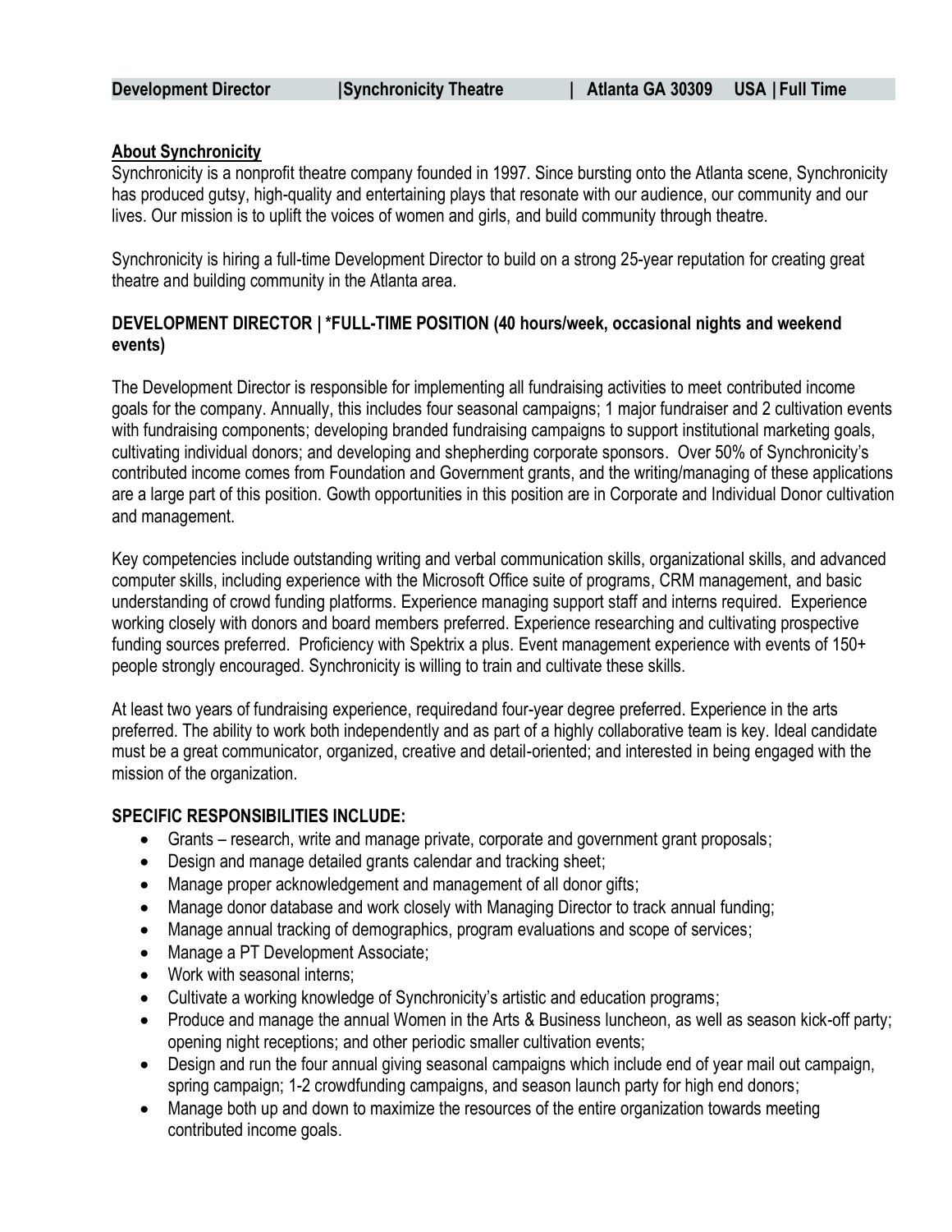**Development Director |Synchronicity Theatre | Atlanta GA 30309 USA | Full Time**

**About Synchronicity**

Synchronicity is a nonprofit theatre company founded in 1997. Since bursting onto the Atlanta scene, Synchronicity has produced gutsy, high-quality and entertaining plays that resonate with our audience, our community and our lives. Our mission is to uplift the voices of women and girls, and build community through theatre.

Synchronicity is hiring a full-time Development Director to build on a strong 25-year reputation for creating great theatre and building community in the Atlanta area.

### DEVELOPMENT DIRECTOR | *FULL-TIME POSITION (40 hours/week, occasional nights and weekend events)

The Development Director is responsible for implementing all fundraising activities to meet contributed income goals for the company. Annually, this includes four seasonal campaigns; 1 major fundraiser and 2 cultivation events with fundraising components; developing branded fundraising campaigns to support institutional marketing goals, cultivating individual donors; and developing and shepherding corporate sponsors. Over 50% of Synchronicity's contributed income comes from Foundation and Government grants, and the writing/managing of these applications are a large part of this position. Gowth opportunities in this position are in Corporate and Individual Donor cultivation and management.

Key competencies include outstanding writing and verbal communication skills, organizational skills, and advanced computer skills, including experience with the Microsoft Office suite of programs, CRM management, and basic understanding of crowd funding platforms. Experience managing support staff and interns required. Experience working closely with donors and board members preferred. Experience researching and cultivating prospective funding sources preferred. Proficiency with Spektrix a plus. Event management experience with events of 150+ people strongly encouraged. Synchronicity is willing to train and cultivate these skills.

At least two years of fundraising experience, requiredand four-year degree preferred. Experience in the arts preferred. The ability to work both independently and as part of a highly collaborative team is key. Ideal candidate must be a great communicator, organized, creative and detail-oriented; and interested in being engaged with the mission of the organization.

### SPECIFIC RESPONSIBILITIES INCLUDE:

- Grants – research, write and manage private, corporate and government grant proposals;
- Design and manage detailed grants calendar and tracking sheet;
- Manage proper acknowledgement and management of all donor gifts;
- Manage donor database and work closely with Managing Director to track annual funding;
- Manage annual tracking of demographics, program evaluations and scope of services;
- Manage a PT Development Associate;
- Work with seasonal interns;
- Cultivate a working knowledge of Synchronicity's artistic and education programs;
- Produce and manage the annual Women in the Arts & Business luncheon, as well as season kick-off party; opening night receptions; and other periodic smaller cultivation events;
- Design and run the four annual giving seasonal campaigns which include end of year mail out campaign, spring campaign; 1-2 crowdfunding campaigns, and season launch party for high end donors;
- Manage both up and down to maximize the resources of the entire organization towards meeting contributed income goals.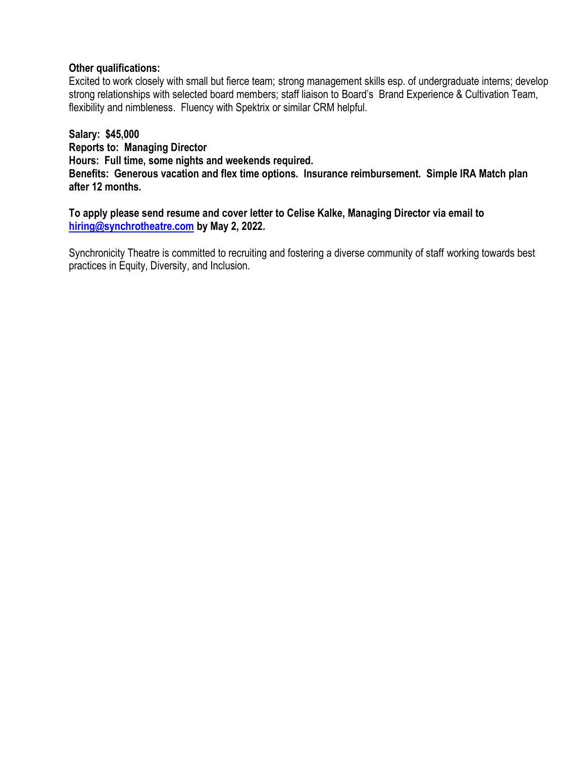**Other qualifications:**
Excited to work closely with small but fierce team; strong management skills esp. of undergraduate interns; develop strong relationships with selected board members; staff liaison to Board's Brand Experience & Cultivation Team, flexibility and nimbleness. Fluency with Spektrix or similar CRM helpful.

**Salary: $45,000**
**Reports to: Managing Director**
**Hours: Full time, some nights and weekends required.**
**Benefits: Generous vacation and flex time options. Insurance reimbursement. Simple IRA Match plan after 12 months.**

**To apply please send resume and cover letter to Celise Kalke, Managing Director via email to [hiring@synchrotheatre.com](mailto:hiring@synchrotheatre.com) by May 2, 2022.**

Synchronicity Theatre is committed to recruiting and fostering a diverse community of staff working towards best practices in Equity, Diversity, and Inclusion.